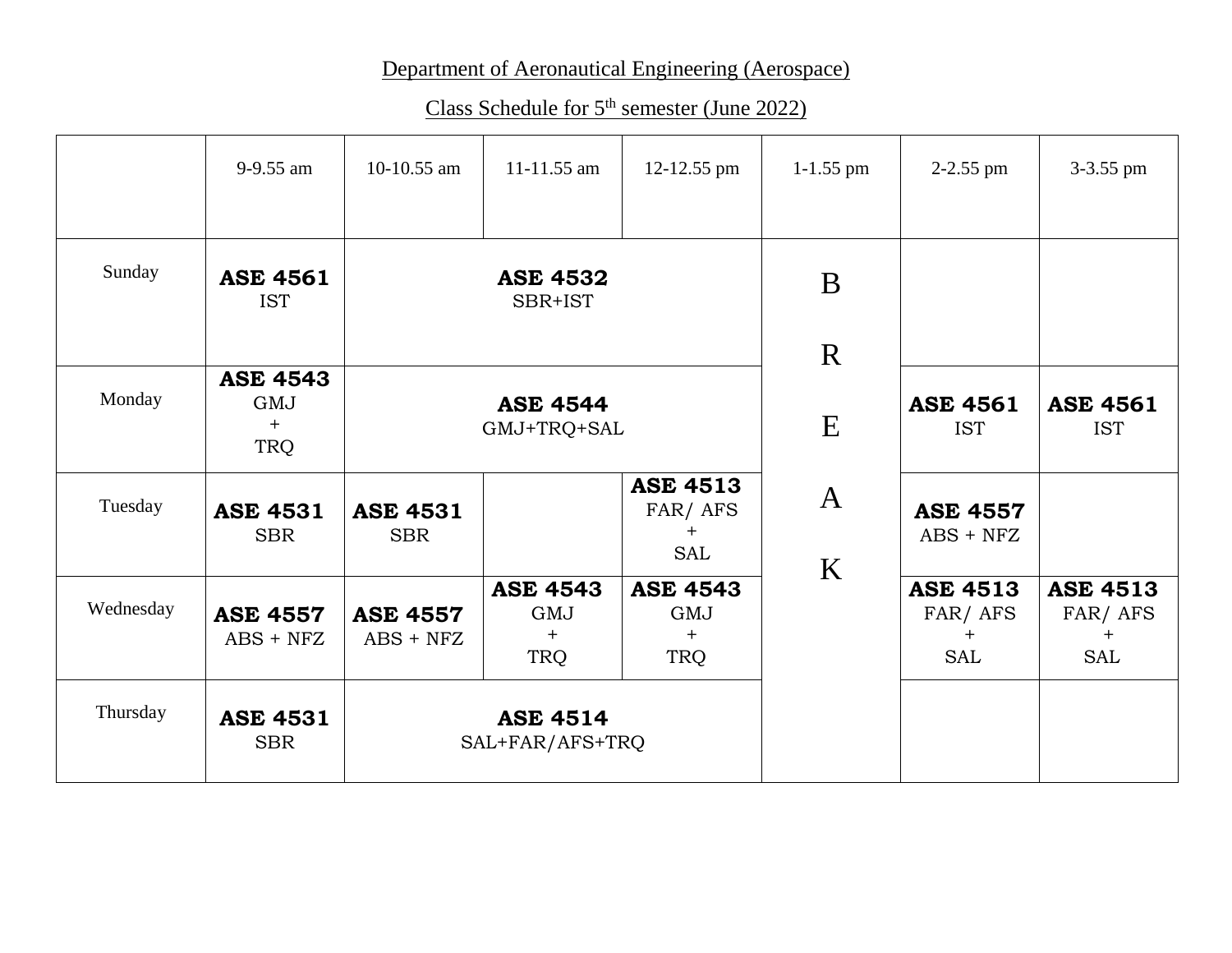Department of Aeronautical Engineering (Aerospace)

Class Schedule for 5th semester (June 2022)

| | 9-9.55 am | 10-10.55 am | 11-11.55 am | 12-12.55 pm | 1-1.55 pm | 2-2.55 pm | 3-3.55 pm |
|---|---|---|---|---|---|---|---|
| Sunday | **ASE 4561** IST | **ASE 4532** SBR+IST | | | BREAK | | |
| Monday | **ASE 4543** GMJ + TRQ | **ASE 4544** GMJ+TRQ+SAL | | | | **ASE 4561** IST | **ASE 4561** IST |
| Tuesday | **ASE 4531** SBR | **ASE 4531** SBR | | **ASE 4513** FAR/ AFS + SAL | | **ASE 4557** ABS + NFZ | |
| Wednesday | **ASE 4557** ABS + NFZ | **ASE 4557** ABS + NFZ | **ASE 4543** GMJ + TRQ | **ASE 4543** GMJ + TRQ | | **ASE 4513** FAR/ AFS + SAL | **ASE 4513** FAR/ AFS + SAL |
| Thursday | **ASE 4531** SBR | **ASE 4514** SAL+FAR/AFS+TRQ | | | | | |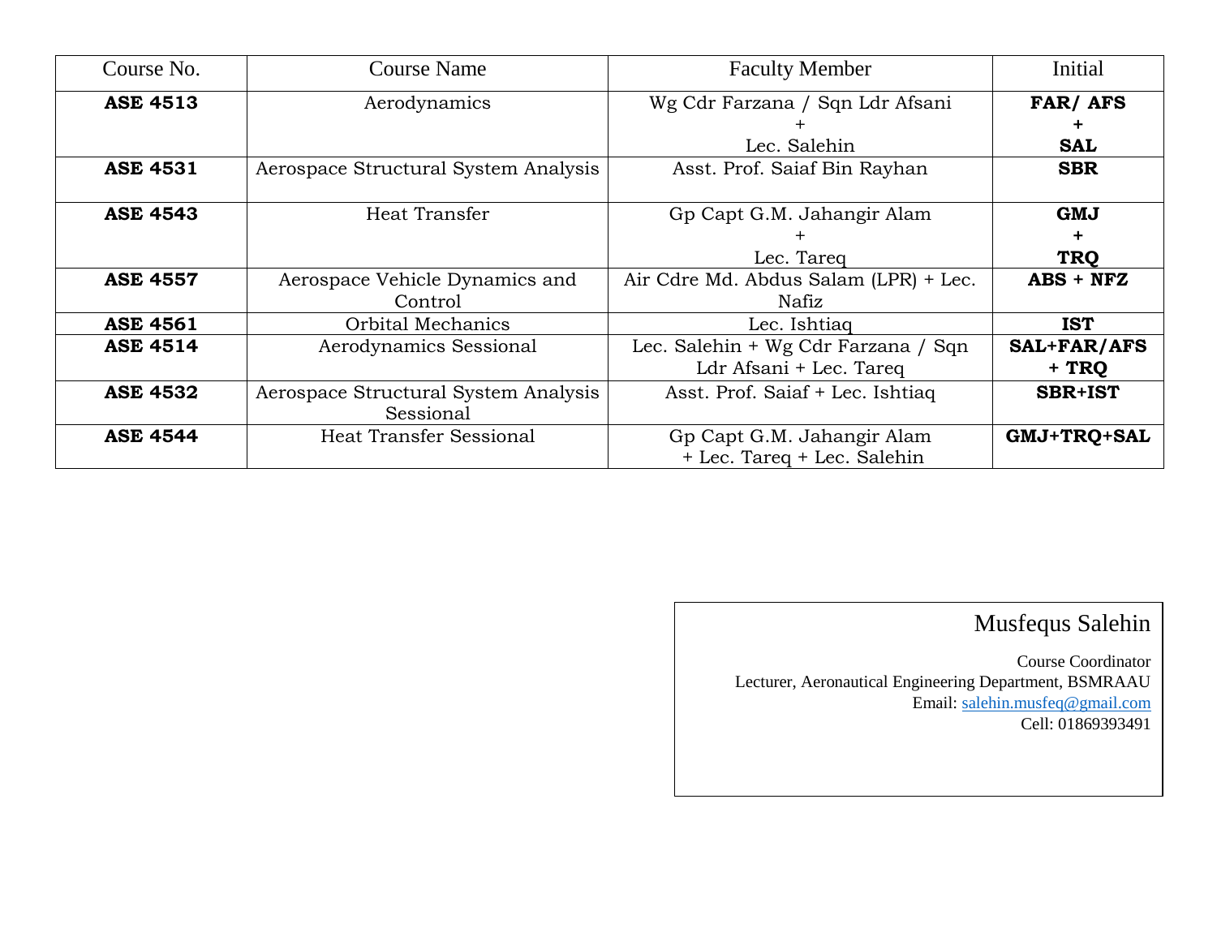| Course No. | Course Name | Faculty Member | Initial |
|---|---|---|---|
| **ASE 4513** | Aerodynamics | Wg Cdr Farzana / Sqn Ldr Afsani + Lec. Salehin | **FAR/ AFS + SAL** |
| **ASE 4531** | Aerospace Structural System Analysis | Asst. Prof. Saiaf Bin Rayhan | **SBR** |
| **ASE 4543** | Heat Transfer | Gp Capt G.M. Jahangir Alam + Lec. Tareq | **GMJ + TRQ** |
| **ASE 4557** | Aerospace Vehicle Dynamics and Control | Air Cdre Md. Abdus Salam (LPR) + Lec. Nafiz | **ABS + NFZ** |
| **ASE 4561** | Orbital Mechanics | Lec. Ishtiaq | **IST** |
| **ASE 4514** | Aerodynamics Sessional | Lec. Salehin + Wg Cdr Farzana / Sqn Ldr Afsani + Lec. Tareq | **SAL+FAR/AFS + TRQ** |
| **ASE 4532** | Aerospace Structural System Analysis Sessional | Asst. Prof. Saiaf + Lec. Ishtiaq | **SBR+IST** |
| **ASE 4544** | Heat Transfer Sessional | Gp Capt G.M. Jahangir Alam + Lec. Tareq + Lec. Salehin | **GMJ+TRQ+SAL** |

Musfequs Salehin

Course Coordinator
Lecturer, Aeronautical Engineering Department, BSMRAAU
Email: salehin.musfeq@gmail.com
Cell: 01869393491